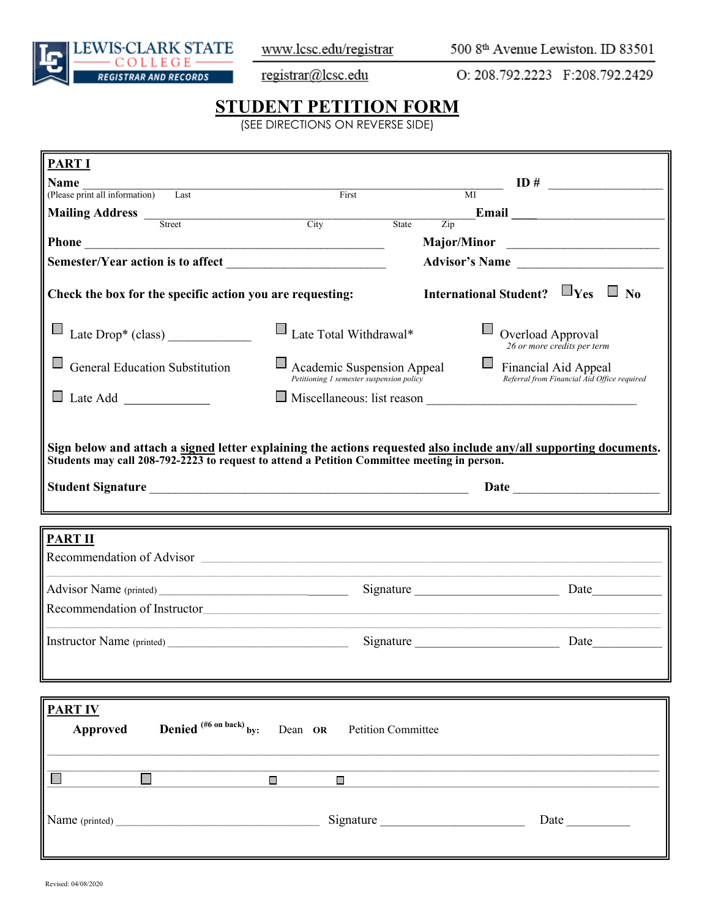LEWIS-CLARK STATE COLLEGE
REGISTRAR AND RECORDS

www.lcsc.edu/registrar | 500 8th Avenue Lewiston. ID 83501
registrar@lcsc.edu | O: 208.792.2223 F:208.792.2429

# STUDENT PETITION FORM

(SEE DIRECTIONS ON REVERSE SIDE)

## PART I

**Name** ______________________________________________ **ID #** ________________
(Please print all information) Last First MI

**Mailing Address** ______________________________________________ **Email** ________________
Street City State Zip

**Phone** ______________________________ **Major/Minor** ________________

**Semester/Year action is to affect** ________________ **Advisor's Name** ________________

**Check the box for the specific action you are requesting:** **International Student?** ☐ **Yes** ☐ **No**

☐ Late Drop* (class) ____________
☐ Late Total Withdrawal*
☐ Overload Approval
*26 or more credits per term*

☐ General Education Substitution
☐ Academic Suspension Appeal
*Petitioning 1 semester suspension policy*
☐ Financial Aid Appeal
*Referral from Financial Aid Office required*

☐ Late Add ____________
☐ Miscellaneous: list reason ______________________________

**Sign below and attach a signed letter explaining the actions requested also include any/all supporting documents.**
**Students may call 208-792-2223 to request to attend a Petition Committee meeting in person.**

**Student Signature** ______________________________________________ **Date** ________________

## PART II

Recommendation of Advisor ______________________________________________

______________________________________________

Advisor Name (printed) ________________________ Signature ________________________ Date__________

Recommendation of Instructor______________________________________________

______________________________________________

Instructor Name (printed) ________________________ Signature ________________________ Date__________

## PART IV

☐ **Approved** ☐ **Denied** (#6 on back) **by:** ☐ Dean **OR** ☐ Petition Committee

______________________________________________

______________________________________________

Name (printed) ________________________ Signature ________________________ Date __________

Revised: 04/08/2020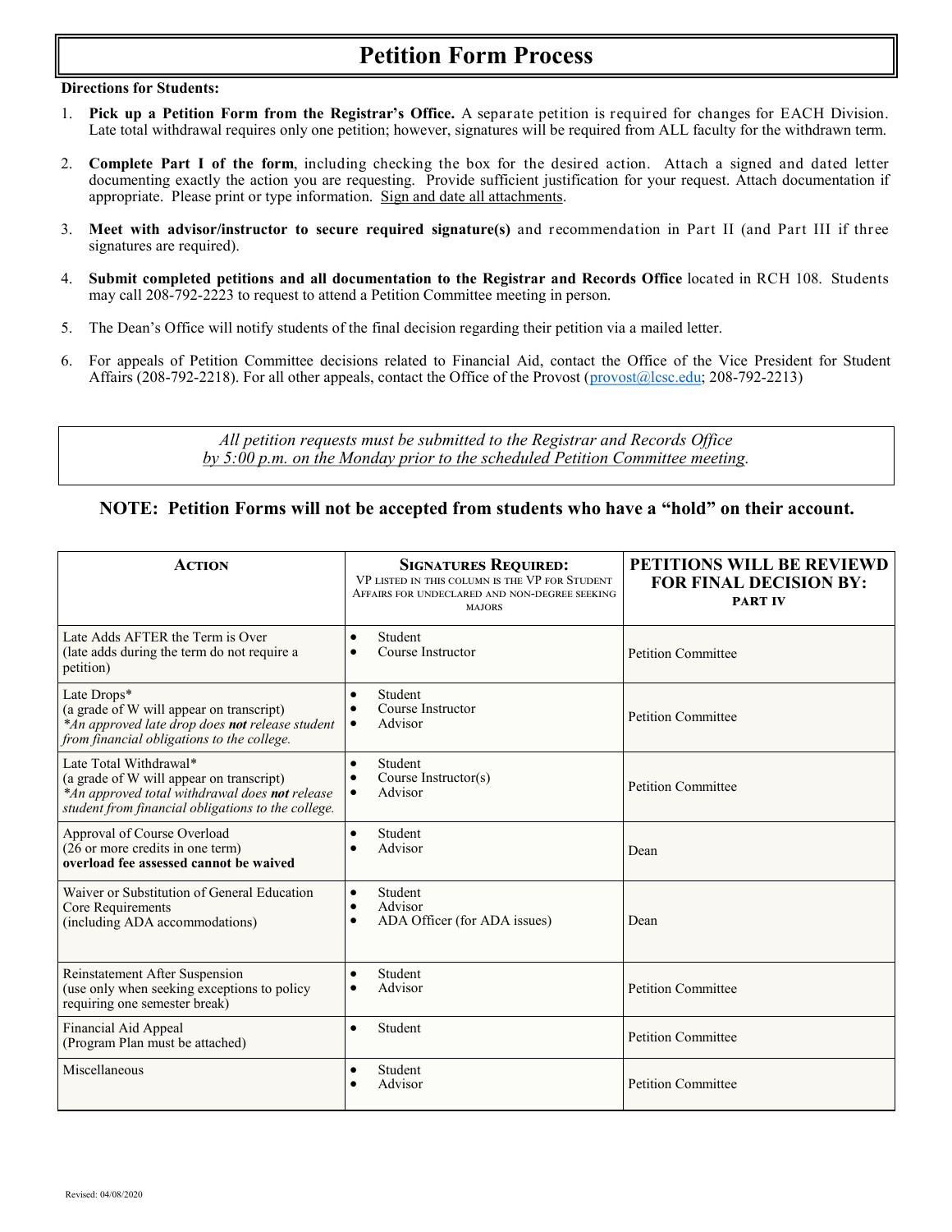# Petition Form Process

**Directions for Students:**

1. **Pick up a Petition Form from the Registrar's Office.** A separate petition is required for changes for EACH Division. Late total withdrawal requires only one petition; however, signatures will be required from ALL faculty for the withdrawn term.

2. **Complete Part I of the form**, including checking the box for the desired action. Attach a signed and dated letter documenting exactly the action you are requesting. Provide sufficient justification for your request. Attach documentation if appropriate. Please print or type information. Sign and date all attachments.

3. **Meet with advisor/instructor to secure required signature(s)** and recommendation in Part II (and Part III if three signatures are required).

4. **Submit completed petitions and all documentation to the Registrar and Records Office** located in RCH 108. Students may call 208-792-2223 to request to attend a Petition Committee meeting in person.

5. The Dean's Office will notify students of the final decision regarding their petition via a mailed letter.

6. For appeals of Petition Committee decisions related to Financial Aid, contact the Office of the Vice President for Student Affairs (208-792-2218). For all other appeals, contact the Office of the Provost (provost@lcsc.edu; 208-792-2213)

*All petition requests must be submitted to the Registrar and Records Office by 5:00 p.m. on the Monday prior to the scheduled Petition Committee meeting.*

**NOTE: Petition Forms will not be accepted from students who have a "hold" on their account.**

| **ACTION** | **SIGNATURES REQUIRED:** VP listed in this column is the VP for Student Affairs for undeclared and non-degree seeking majors | **PETITIONS WILL BE REVIEWD FOR FINAL DECISION BY: PART IV** |
|---|---|---|
| Late Adds AFTER the Term is Over (late adds during the term do not require a petition) | • Student<br>• Course Instructor | Petition Committee |
| Late Drops* (a grade of W will appear on transcript) *\*An approved late drop does **not** release student from financial obligations to the college.* | • Student<br>• Course Instructor<br>• Advisor | Petition Committee |
| Late Total Withdrawal* (a grade of W will appear on transcript) *\*An approved total withdrawal does **not** release student from financial obligations to the college.* | • Student<br>• Course Instructor(s)<br>• Advisor | Petition Committee |
| Approval of Course Overload (26 or more credits in one term) **overload fee assessed cannot be waived** | • Student<br>• Advisor | Dean |
| Waiver or Substitution of General Education Core Requirements (including ADA accommodations) | • Student<br>• Advisor<br>• ADA Officer (for ADA issues) | Dean |
| Reinstatement After Suspension (use only when seeking exceptions to policy requiring one semester break) | • Student<br>• Advisor | Petition Committee |
| Financial Aid Appeal (Program Plan must be attached) | • Student | Petition Committee |
| Miscellaneous | • Student<br>• Advisor | Petition Committee |

Revised: 04/08/2020